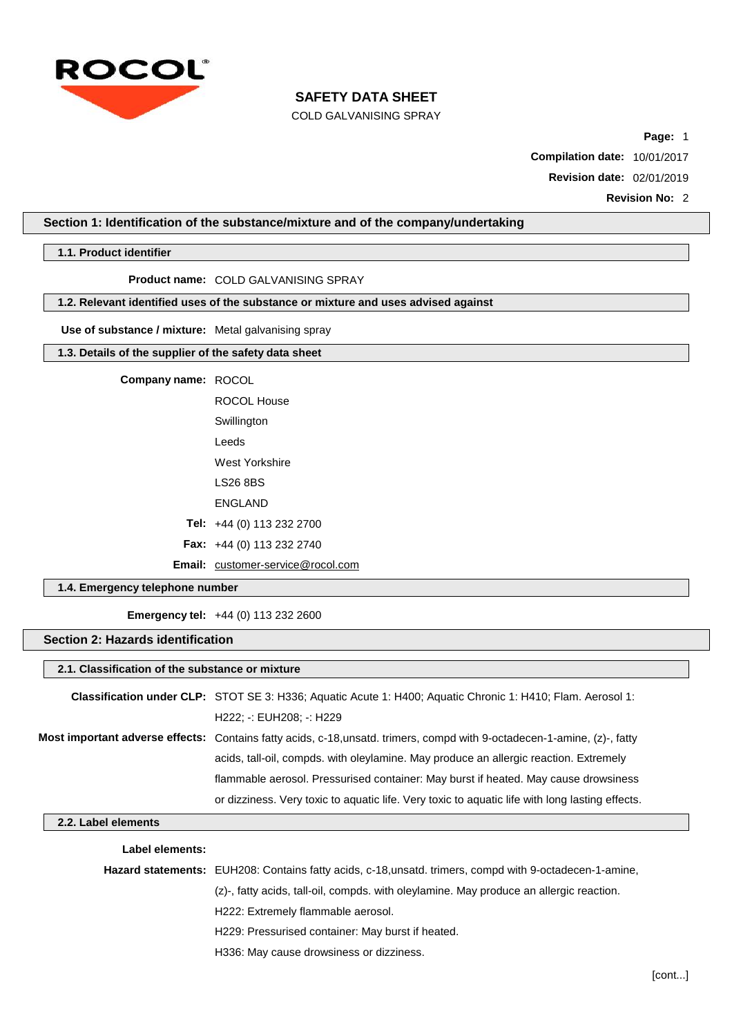ROCOL

# SAFETY DATA SHEET

COLD GALVANISING SPRAY

**Compilation date:** 10/01/2017

**Revision date:** 02/01/2019

**Revision No:** 2

## Section 1: Identification of the substance/mixture and of the company/undertaking

### 1.1. Product identifier

**Product name:** COLD GALVANISING SPRAY

### 1.2. Relevant identified uses of the substance or mixture and uses advised against

**Use of substance / mixture:** Metal galvanising spray

### 1.3. Details of the supplier of the safety data sheet

**Company name:** ROCOL
ROCOL House
Swillington
Leeds
West Yorkshire
LS26 8BS
ENGLAND

**Tel:** +44 (0) 113 232 2700

**Fax:** +44 (0) 113 232 2740

**Email:** customer-service@rocol.com

### 1.4. Emergency telephone number

**Emergency tel:** +44 (0) 113 232 2600

## Section 2: Hazards identification

### 2.1. Classification of the substance or mixture

**Classification under CLP:** STOT SE 3: H336; Aquatic Acute 1: H400; Aquatic Chronic 1: H410; Flam. Aerosol 1: H222; -: EUH208; -: H229

**Most important adverse effects:** Contains fatty acids, c-18,unsatd. trimers, compd with 9-octadecen-1-amine, (z)-, fatty acids, tall-oil, compds. with oleylamine. May produce an allergic reaction. Extremely flammable aerosol. Pressurised container: May burst if heated. May cause drowsiness or dizziness. Very toxic to aquatic life. Very toxic to aquatic life with long lasting effects.

### 2.2. Label elements

**Label elements:**

**Hazard statements:** EUH208: Contains fatty acids, c-18,unsatd. trimers, compd with 9-octadecen-1-amine, (z)-, fatty acids, tall-oil, compds. with oleylamine. May produce an allergic reaction.

H222: Extremely flammable aerosol.

H229: Pressurised container: May burst if heated.

H336: May cause drowsiness or dizziness.

[cont...]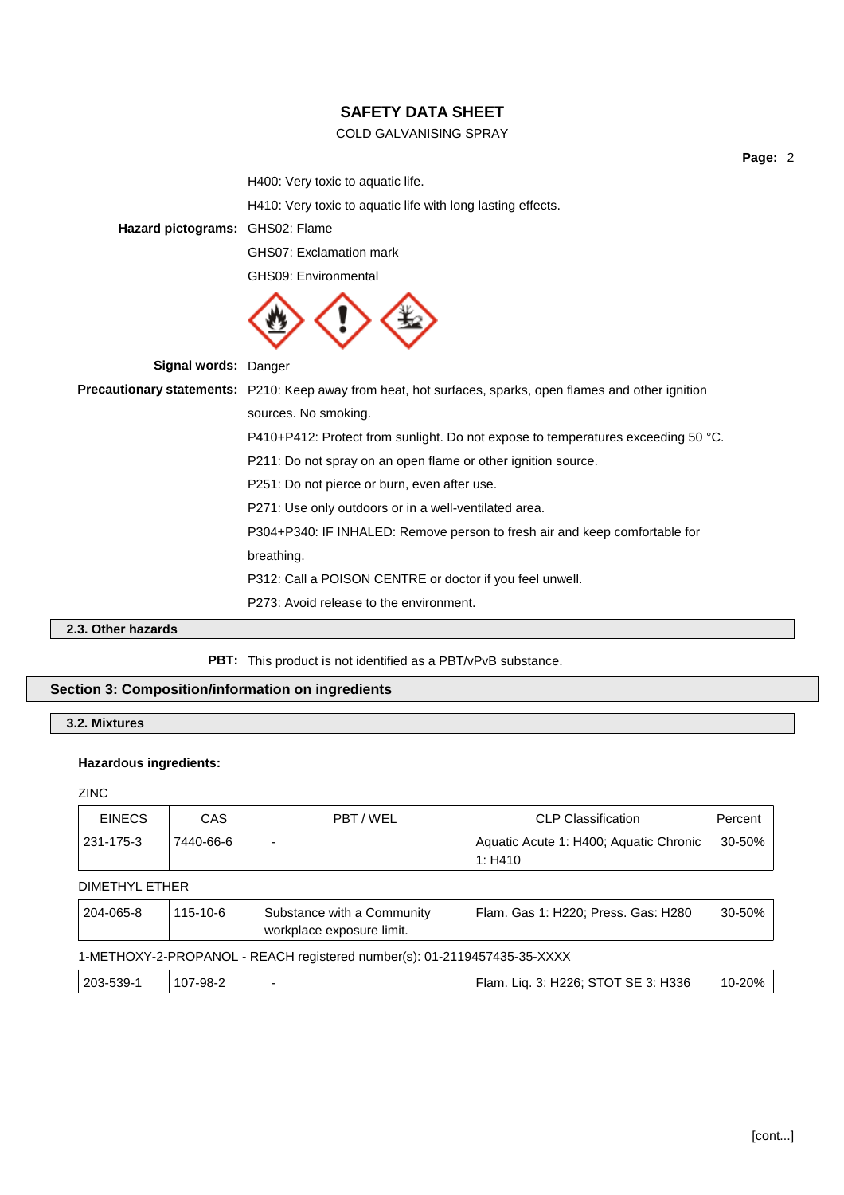H400: Very toxic to aquatic life.

H410: Very toxic to aquatic life with long lasting effects.

**Hazard pictograms:** GHS02: Flame

GHS07: Exclamation mark

GHS09: Environmental

**Signal words:** Danger

**Precautionary statements:** P210: Keep away from heat, hot surfaces, sparks, open flames and other ignition sources. No smoking.

P410+P412: Protect from sunlight. Do not expose to temperatures exceeding 50 °C.

P211: Do not spray on an open flame or other ignition source.

P251: Do not pierce or burn, even after use.

P271: Use only outdoors or in a well-ventilated area.

P304+P340: IF INHALED: Remove person to fresh air and keep comfortable for breathing.

P312: Call a POISON CENTRE or doctor if you feel unwell.

P273: Avoid release to the environment.

### 2.3. Other hazards

**PBT:** This product is not identified as a PBT/vPvB substance.

## Section 3: Composition/information on ingredients

### 3.2. Mixtures

**Hazardous ingredients:**

ZINC

| EINECS | CAS | PBT / WEL | CLP Classification | Percent |
|---|---|---|---|---|
| 231-175-3 | 7440-66-6 | - | Aquatic Acute 1: H400; Aquatic Chronic 1: H410 | 30-50% |

DIMETHYL ETHER

| EINECS | CAS | PBT / WEL | CLP Classification | Percent |
|---|---|---|---|---|
| 204-065-8 | 115-10-6 | Substance with a Community workplace exposure limit. | Flam. Gas 1: H220; Press. Gas: H280 | 30-50% |

1-METHOXY-2-PROPANOL - REACH registered number(s): 01-2119457435-35-XXXX

| EINECS | CAS | PBT / WEL | CLP Classification | Percent |
|---|---|---|---|---|
| 203-539-1 | 107-98-2 | - | Flam. Liq. 3: H226; STOT SE 3: H336 | 10-20% |

[cont...]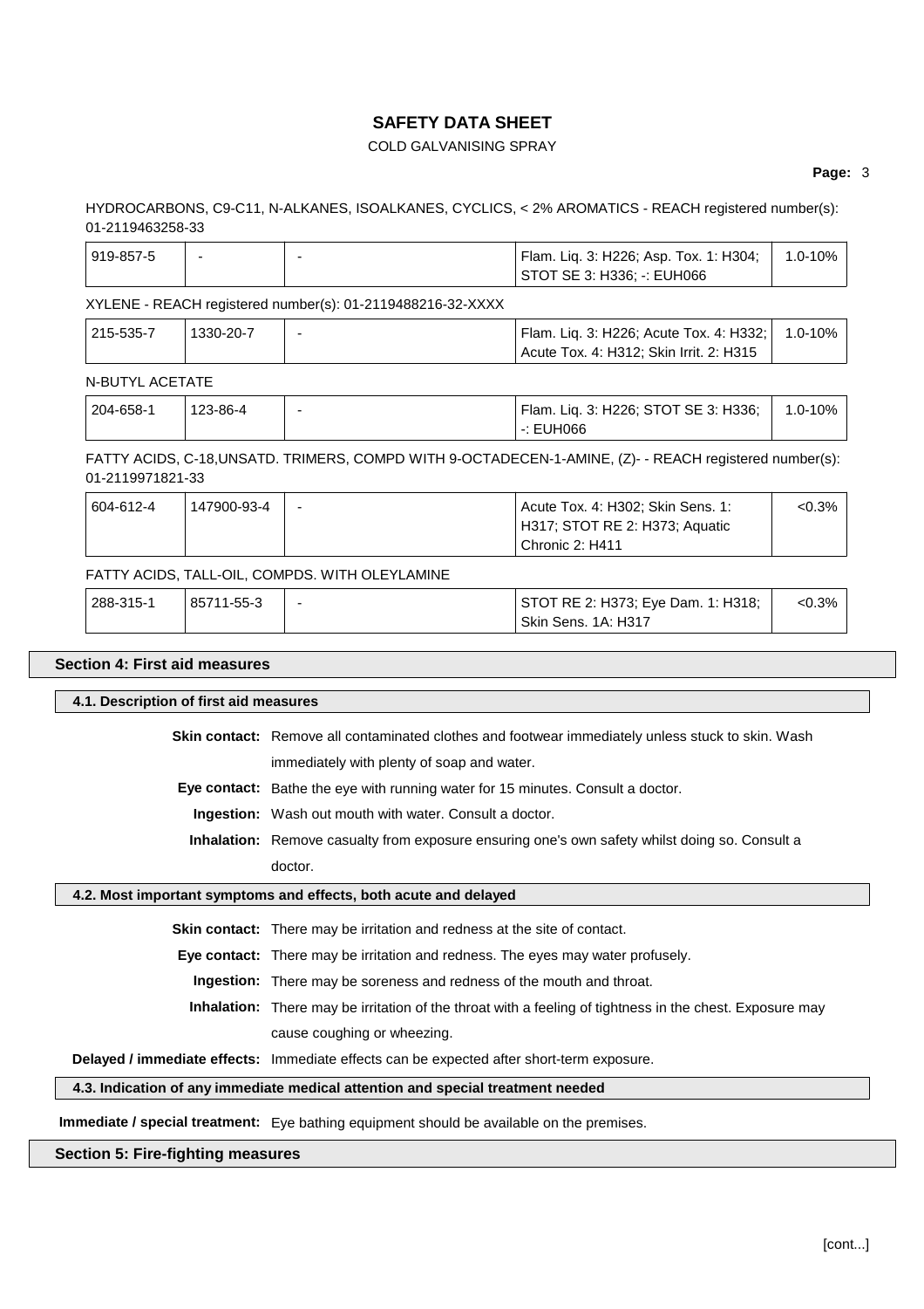HYDROCARBONS, C9-C11, N-ALKANES, ISOALKANES, CYCLICS, < 2% AROMATICS - REACH registered number(s): 01-2119463258-33

| | | | | |
|---|---|---|---|---|
| 919-857-5 | - | - | Flam. Liq. 3: H226; Asp. Tox. 1: H304; STOT SE 3: H336; -: EUH066 | 1.0-10% |

XYLENE - REACH registered number(s): 01-2119488216-32-XXXX

| | | | | |
|---|---|---|---|---|
| 215-535-7 | 1330-20-7 | - | Flam. Liq. 3: H226; Acute Tox. 4: H332; Acute Tox. 4: H312; Skin Irrit. 2: H315 | 1.0-10% |

N-BUTYL ACETATE

| | | | | |
|---|---|---|---|---|
| 204-658-1 | 123-86-4 | - | Flam. Liq. 3: H226; STOT SE 3: H336; -: EUH066 | 1.0-10% |

FATTY ACIDS, C-18,UNSATD. TRIMERS, COMPD WITH 9-OCTADECEN-1-AMINE, (Z)- - REACH registered number(s): 01-2119971821-33

| | | | | |
|---|---|---|---|---|
| 604-612-4 | 147900-93-4 | - | Acute Tox. 4: H302; Skin Sens. 1: H317; STOT RE 2: H373; Aquatic Chronic 2: H411 | <0.3% |

FATTY ACIDS, TALL-OIL, COMPDS. WITH OLEYLAMINE

| | | | | |
|---|---|---|---|---|
| 288-315-1 | 85711-55-3 | - | STOT RE 2: H373; Eye Dam. 1: H318; Skin Sens. 1A: H317 | <0.3% |

## Section 4: First aid measures

### 4.1. Description of first aid measures

**Skin contact:** Remove all contaminated clothes and footwear immediately unless stuck to skin. Wash immediately with plenty of soap and water.

**Eye contact:** Bathe the eye with running water for 15 minutes. Consult a doctor.

**Ingestion:** Wash out mouth with water. Consult a doctor.

**Inhalation:** Remove casualty from exposure ensuring one's own safety whilst doing so. Consult a doctor.

### 4.2. Most important symptoms and effects, both acute and delayed

**Skin contact:** There may be irritation and redness at the site of contact.

**Eye contact:** There may be irritation and redness. The eyes may water profusely.

**Ingestion:** There may be soreness and redness of the mouth and throat.

**Inhalation:** There may be irritation of the throat with a feeling of tightness in the chest. Exposure may cause coughing or wheezing.

**Delayed / immediate effects:** Immediate effects can be expected after short-term exposure.

### 4.3. Indication of any immediate medical attention and special treatment needed

**Immediate / special treatment:** Eye bathing equipment should be available on the premises.

## Section 5: Fire-fighting measures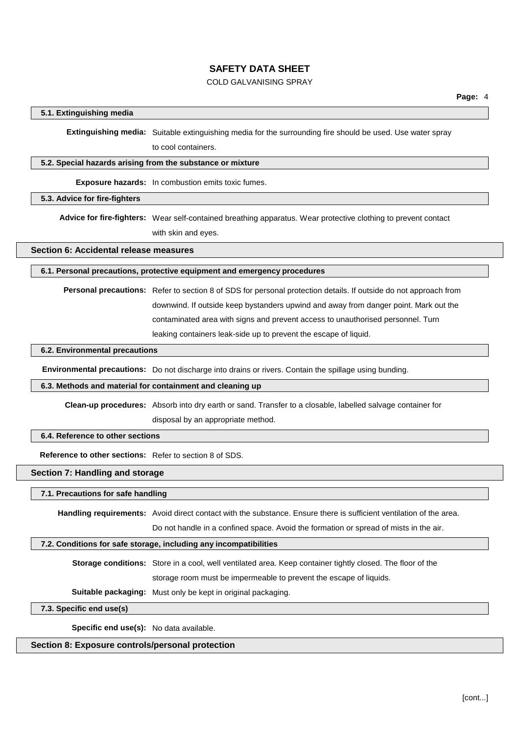### 5.1. Extinguishing media

**Extinguishing media:** Suitable extinguishing media for the surrounding fire should be used. Use water spray to cool containers.

### 5.2. Special hazards arising from the substance or mixture

**Exposure hazards:** In combustion emits toxic fumes.

### 5.3. Advice for fire-fighters

**Advice for fire-fighters:** Wear self-contained breathing apparatus. Wear protective clothing to prevent contact with skin and eyes.

## Section 6: Accidental release measures

### 6.1. Personal precautions, protective equipment and emergency procedures

**Personal precautions:** Refer to section 8 of SDS for personal protection details. If outside do not approach from downwind. If outside keep bystanders upwind and away from danger point. Mark out the contaminated area with signs and prevent access to unauthorised personnel. Turn leaking containers leak-side up to prevent the escape of liquid.

### 6.2. Environmental precautions

**Environmental precautions:** Do not discharge into drains or rivers. Contain the spillage using bunding.

### 6.3. Methods and material for containment and cleaning up

**Clean-up procedures:** Absorb into dry earth or sand. Transfer to a closable, labelled salvage container for disposal by an appropriate method.

### 6.4. Reference to other sections

**Reference to other sections:** Refer to section 8 of SDS.

## Section 7: Handling and storage

### 7.1. Precautions for safe handling

**Handling requirements:** Avoid direct contact with the substance. Ensure there is sufficient ventilation of the area. Do not handle in a confined space. Avoid the formation or spread of mists in the air.

### 7.2. Conditions for safe storage, including any incompatibilities

**Storage conditions:** Store in a cool, well ventilated area. Keep container tightly closed. The floor of the storage room must be impermeable to prevent the escape of liquids.

**Suitable packaging:** Must only be kept in original packaging.

### 7.3. Specific end use(s)

**Specific end use(s):** No data available.

## Section 8: Exposure controls/personal protection

[cont...]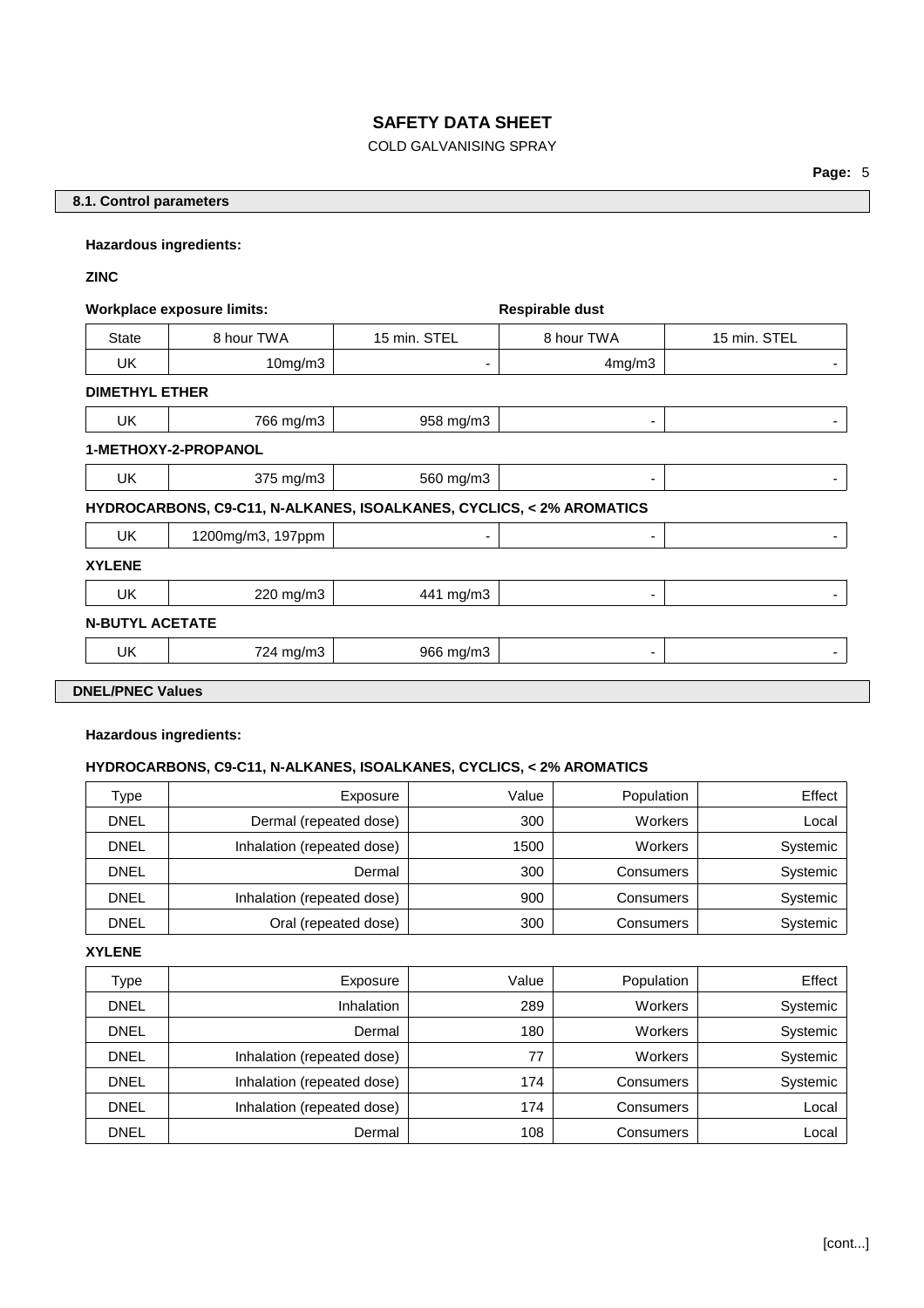## 8.1. Control parameters

**Hazardous ingredients:**

**ZINC**

| | Workplace exposure limits: | | Respirable dust | |
|---|---|---|---|---|
| State | 8 hour TWA | 15 min. STEL | 8 hour TWA | 15 min. STEL |
| UK | 10mg/m3 | - | 4mg/m3 | - |

**DIMETHYL ETHER**

| State | 8 hour TWA | 15 min. STEL | 8 hour TWA | 15 min. STEL |
|---|---|---|---|---|
| UK | 766 mg/m3 | 958 mg/m3 | - | - |

**1-METHOXY-2-PROPANOL**

| State | 8 hour TWA | 15 min. STEL | 8 hour TWA | 15 min. STEL |
|---|---|---|---|---|
| UK | 375 mg/m3 | 560 mg/m3 | - | - |

**HYDROCARBONS, C9-C11, N-ALKANES, ISOALKANES, CYCLICS, < 2% AROMATICS**

| State | 8 hour TWA | 15 min. STEL | 8 hour TWA | 15 min. STEL |
|---|---|---|---|---|
| UK | 1200mg/m3, 197ppm | - | - | - |

**XYLENE**

| State | 8 hour TWA | 15 min. STEL | 8 hour TWA | 15 min. STEL |
|---|---|---|---|---|
| UK | 220 mg/m3 | 441 mg/m3 | - | - |

**N-BUTYL ACETATE**

| State | 8 hour TWA | 15 min. STEL | 8 hour TWA | 15 min. STEL |
|---|---|---|---|---|
| UK | 724 mg/m3 | 966 mg/m3 | - | - |

## DNEL/PNEC Values

**Hazardous ingredients:**

**HYDROCARBONS, C9-C11, N-ALKANES, ISOALKANES, CYCLICS, < 2% AROMATICS**

| Type | Exposure | Value | Population | Effect |
|---|---|---|---|---|
| DNEL | Dermal (repeated dose) | 300 | Workers | Local |
| DNEL | Inhalation (repeated dose) | 1500 | Workers | Systemic |
| DNEL | Dermal | 300 | Consumers | Systemic |
| DNEL | Inhalation (repeated dose) | 900 | Consumers | Systemic |
| DNEL | Oral (repeated dose) | 300 | Consumers | Systemic |

**XYLENE**

| Type | Exposure | Value | Population | Effect |
|---|---|---|---|---|
| DNEL | Inhalation | 289 | Workers | Systemic |
| DNEL | Dermal | 180 | Workers | Systemic |
| DNEL | Inhalation (repeated dose) | 77 | Workers | Systemic |
| DNEL | Inhalation (repeated dose) | 174 | Consumers | Systemic |
| DNEL | Inhalation (repeated dose) | 174 | Consumers | Local |
| DNEL | Dermal | 108 | Consumers | Local |

[cont...]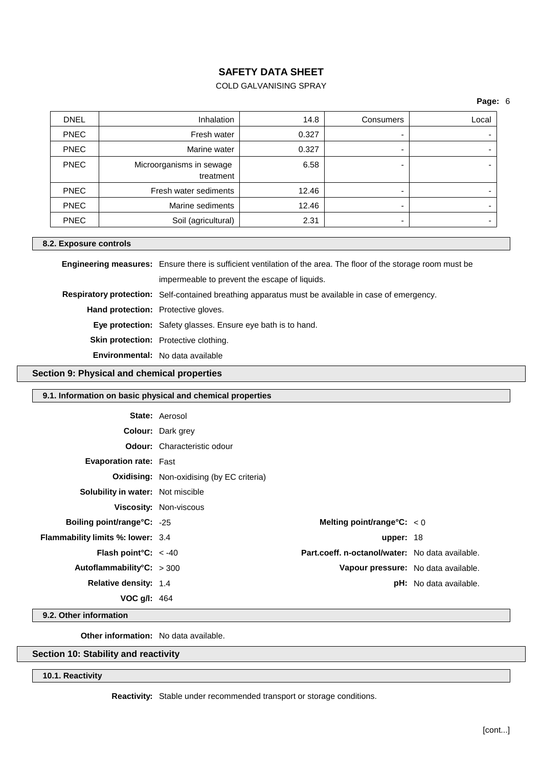| DNEL | Inhalation | 14.8 | Consumers | Local |
|---|---|---|---|---|
| PNEC | Fresh water | 0.327 | - | - |
| PNEC | Marine water | 0.327 | - | - |
| PNEC | Microorganisms in sewage treatment | 6.58 | - | - |
| PNEC | Fresh water sediments | 12.46 | - | - |
| PNEC | Marine sediments | 12.46 | - | - |
| PNEC | Soil (agricultural) | 2.31 | - | - |

### 8.2. Exposure controls

**Engineering measures:** Ensure there is sufficient ventilation of the area. The floor of the storage room must be impermeable to prevent the escape of liquids.

**Respiratory protection:** Self-contained breathing apparatus must be available in case of emergency.

**Hand protection:** Protective gloves.

**Eye protection:** Safety glasses. Ensure eye bath is to hand.

**Skin protection:** Protective clothing.

**Environmental:** No data available

## Section 9: Physical and chemical properties

### 9.1. Information on basic physical and chemical properties

**State:** Aerosol

**Colour:** Dark grey

**Odour:** Characteristic odour

**Evaporation rate:** Fast

**Oxidising:** Non-oxidising (by EC criteria)

**Solubility in water:** Not miscible

**Viscosity:** Non-viscous

**Boiling point/range°C:** -25

**Melting point/range°C:** < 0

**Flammability limits %: lower:** 3.4

**upper:** 18

**Flash point°C:** < -40

**Part.coeff. n-octanol/water:** No data available.

**Autoflammability°C:** > 300

**Vapour pressure:** No data available.

**Relative density:** 1.4

**pH:** No data available.

**VOC g/l:** 464

### 9.2. Other information

**Other information:** No data available.

## Section 10: Stability and reactivity

### 10.1. Reactivity

**Reactivity:** Stable under recommended transport or storage conditions.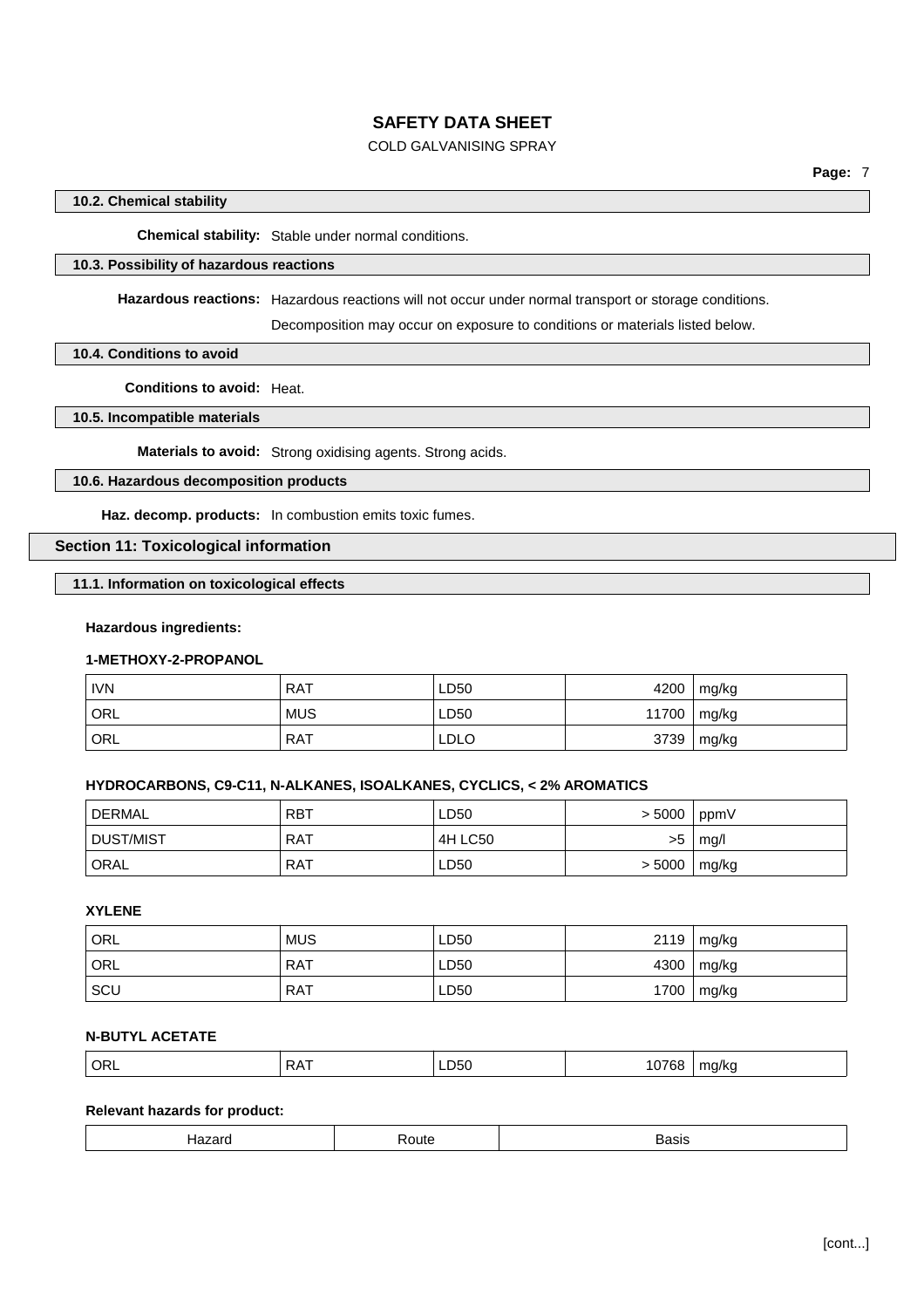#### 10.2. Chemical stability

**Chemical stability:** Stable under normal conditions.

#### 10.3. Possibility of hazardous reactions

**Hazardous reactions:** Hazardous reactions will not occur under normal transport or storage conditions.

Decomposition may occur on exposure to conditions or materials listed below.

#### 10.4. Conditions to avoid

**Conditions to avoid:** Heat.

#### 10.5. Incompatible materials

**Materials to avoid:** Strong oxidising agents. Strong acids.

#### 10.6. Hazardous decomposition products

**Haz. decomp. products:** In combustion emits toxic fumes.

## Section 11: Toxicological information

#### 11.1. Information on toxicological effects

**Hazardous ingredients:**

**1-METHOXY-2-PROPANOL**

| | | | | |
|---|---|---|---|---|
| IVN | RAT | LD50 | 4200 | mg/kg |
| ORL | MUS | LD50 | 11700 | mg/kg |
| ORL | RAT | LDLO | 3739 | mg/kg |

**HYDROCARBONS, C9-C11, N-ALKANES, ISOALKANES, CYCLICS, < 2% AROMATICS**

| | | | | |
|---|---|---|---|---|
| DERMAL | RBT | LD50 | > 5000 | ppmV |
| DUST/MIST | RAT | 4H LC50 | >5 | mg/l |
| ORAL | RAT | LD50 | > 5000 | mg/kg |

**XYLENE**

| | | | | |
|---|---|---|---|---|
| ORL | MUS | LD50 | 2119 | mg/kg |
| ORL | RAT | LD50 | 4300 | mg/kg |
| SCU | RAT | LD50 | 1700 | mg/kg |

**N-BUTYL ACETATE**

| | | | | |
|---|---|---|---|---|
| ORL | RAT | LD50 | 10768 | mg/kg |

**Relevant hazards for product:**

| Hazard | Route | Basis |
|---|---|---|

[cont...]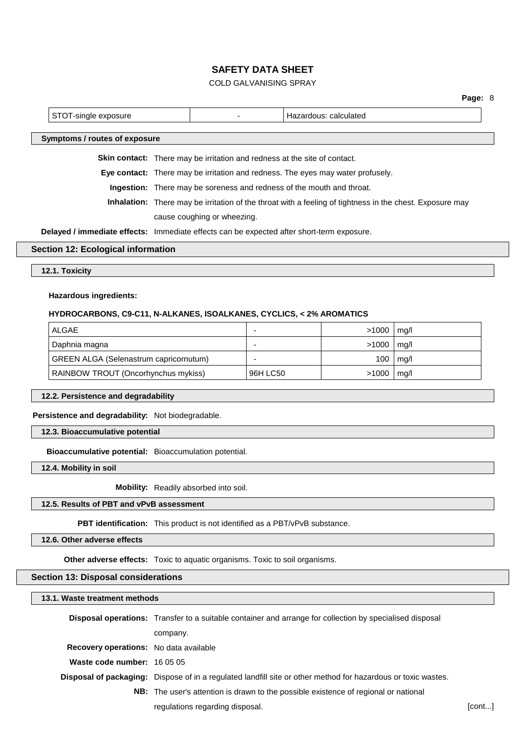| STOT-single exposure | - | Hazardous: calculated |
|---|---|---|

### Symptoms / routes of exposure

**Skin contact:** There may be irritation and redness at the site of contact.

**Eye contact:** There may be irritation and redness. The eyes may water profusely.

**Ingestion:** There may be soreness and redness of the mouth and throat.

**Inhalation:** There may be irritation of the throat with a feeling of tightness in the chest. Exposure may cause coughing or wheezing.

**Delayed / immediate effects:** Immediate effects can be expected after short-term exposure.

## Section 12: Ecological information

### 12.1. Toxicity

**Hazardous ingredients:**

**HYDROCARBONS, C9-C11, N-ALKANES, ISOALKANES, CYCLICS, < 2% AROMATICS**

| | | | |
|---|---|---|---|
| ALGAE | - | >1000 | mg/l |
| Daphnia magna | - | >1000 | mg/l |
| GREEN ALGA (Selenastrum capricornutum) | - | 100 | mg/l |
| RAINBOW TROUT (Oncorhynchus mykiss) | 96H LC50 | >1000 | mg/l |

### 12.2. Persistence and degradability

**Persistence and degradability:** Not biodegradable.

### 12.3. Bioaccumulative potential

**Bioaccumulative potential:** Bioaccumulation potential.

### 12.4. Mobility in soil

**Mobility:** Readily absorbed into soil.

### 12.5. Results of PBT and vPvB assessment

**PBT identification:** This product is not identified as a PBT/vPvB substance.

### 12.6. Other adverse effects

**Other adverse effects:** Toxic to aquatic organisms. Toxic to soil organisms.

## Section 13: Disposal considerations

### 13.1. Waste treatment methods

**Disposal operations:** Transfer to a suitable container and arrange for collection by specialised disposal company.

**Recovery operations:** No data available

**Waste code number:** 16 05 05

**Disposal of packaging:** Dispose of in a regulated landfill site or other method for hazardous or toxic wastes.

**NB:** The user's attention is drawn to the possible existence of regional or national regulations regarding disposal.

[cont...]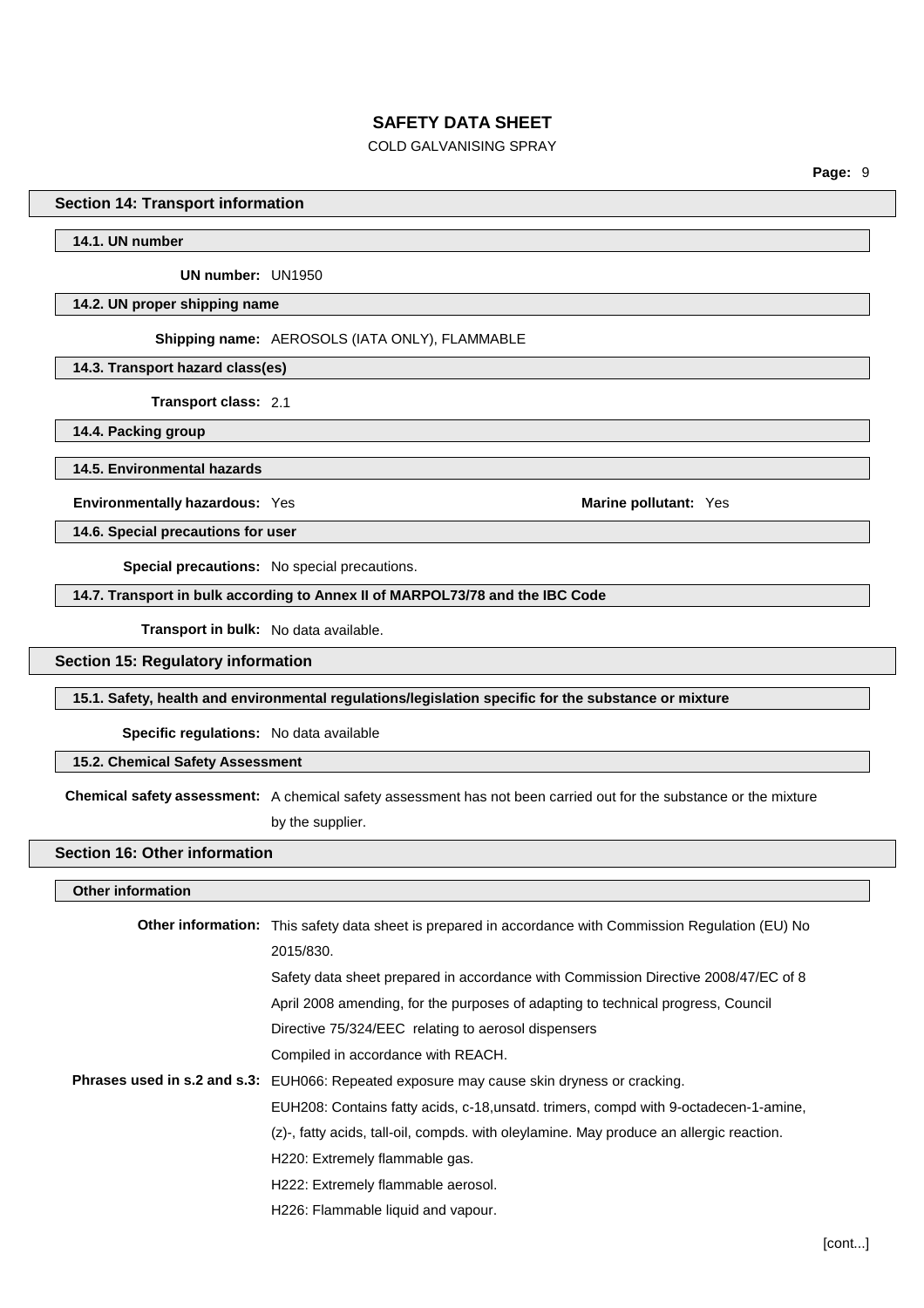## Section 14: Transport information

### 14.1. UN number

**UN number:** UN1950

### 14.2. UN proper shipping name

**Shipping name:** AEROSOLS (IATA ONLY), FLAMMABLE

### 14.3. Transport hazard class(es)

**Transport class:** 2.1

### 14.4. Packing group

### 14.5. Environmental hazards

**Environmentally hazardous:** Yes

**Marine pollutant:** Yes

### 14.6. Special precautions for user

**Special precautions:** No special precautions.

### 14.7. Transport in bulk according to Annex II of MARPOL73/78 and the IBC Code

**Transport in bulk:** No data available.

## Section 15: Regulatory information

### 15.1. Safety, health and environmental regulations/legislation specific for the substance or mixture

**Specific regulations:** No data available

### 15.2. Chemical Safety Assessment

**Chemical safety assessment:** A chemical safety assessment has not been carried out for the substance or the mixture by the supplier.

## Section 16: Other information

### Other information

**Other information:** This safety data sheet is prepared in accordance with Commission Regulation (EU) No 2015/830.

Safety data sheet prepared in accordance with Commission Directive 2008/47/EC of 8 April 2008 amending, for the purposes of adapting to technical progress, Council Directive 75/324/EEC relating to aerosol dispensers

Compiled in accordance with REACH.

**Phrases used in s.2 and s.3:** EUH066: Repeated exposure may cause skin dryness or cracking.

EUH208: Contains fatty acids, c-18,unsatd. trimers, compd with 9-octadecen-1-amine, (z)-, fatty acids, tall-oil, compds. with oleylamine. May produce an allergic reaction.

H220: Extremely flammable gas.

H222: Extremely flammable aerosol.

H226: Flammable liquid and vapour.

[cont...]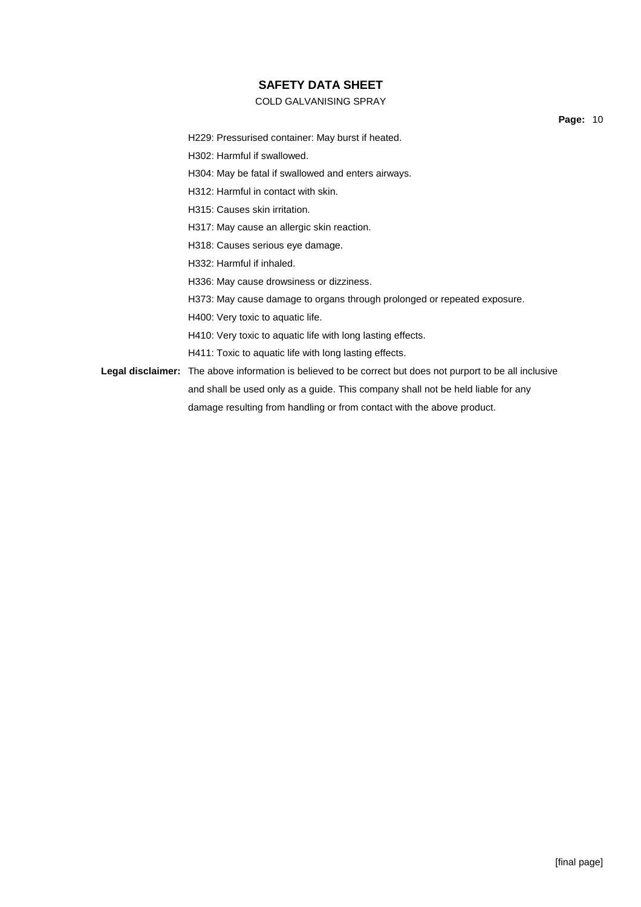H229: Pressurised container: May burst if heated.

H302: Harmful if swallowed.

H304: May be fatal if swallowed and enters airways.

H312: Harmful in contact with skin.

H315: Causes skin irritation.

H317: May cause an allergic skin reaction.

H318: Causes serious eye damage.

H332: Harmful if inhaled.

H336: May cause drowsiness or dizziness.

H373: May cause damage to organs through prolonged or repeated exposure.

H400: Very toxic to aquatic life.

H410: Very toxic to aquatic life with long lasting effects.

H411: Toxic to aquatic life with long lasting effects.

**Legal disclaimer:** The above information is believed to be correct but does not purport to be all inclusive and shall be used only as a guide. This company shall not be held liable for any damage resulting from handling or from contact with the above product.